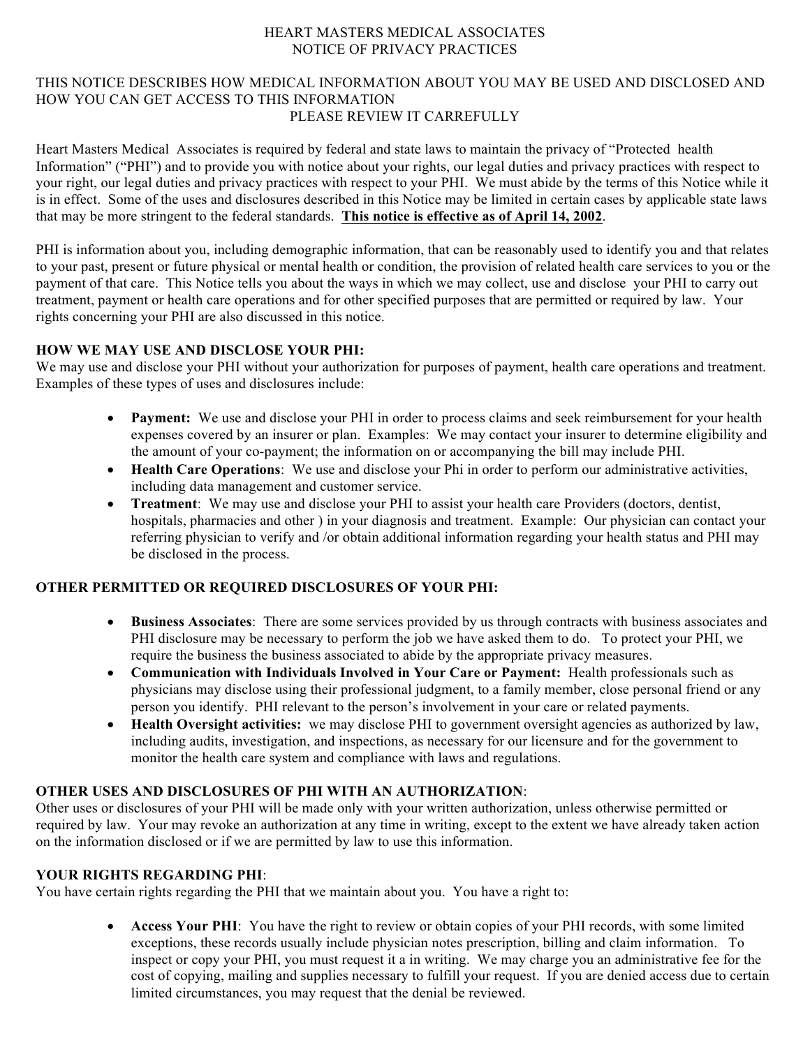# HEART MASTERS MEDICAL ASSOCIATES
## NOTICE OF PRIVACY PRACTICES

THIS NOTICE DESCRIBES HOW MEDICAL INFORMATION ABOUT YOU MAY BE USED AND DISCLOSED AND HOW YOU CAN GET ACCESS TO THIS INFORMATION
PLEASE REVIEW IT CARREFULLY

Heart Masters Medical Associates is required by federal and state laws to maintain the privacy of "Protected health Information" ("PHI") and to provide you with notice about your rights, our legal duties and privacy practices with respect to your right, our legal duties and privacy practices with respect to your PHI. We must abide by the terms of this Notice while it is in effect. Some of the uses and disclosures described in this Notice may be limited in certain cases by applicable state laws that may be more stringent to the federal standards. **This notice is effective as of April 14, 2002**.

PHI is information about you, including demographic information, that can be reasonably used to identify you and that relates to your past, present or future physical or mental health or condition, the provision of related health care services to you or the payment of that care. This Notice tells you about the ways in which we may collect, use and disclose your PHI to carry out treatment, payment or health care operations and for other specified purposes that are permitted or required by law. Your rights concerning your PHI are also discussed in this notice.

### HOW WE MAY USE AND DISCLOSE YOUR PHI:

We may use and disclose your PHI without your authorization for purposes of payment, health care operations and treatment. Examples of these types of uses and disclosures include:

- **Payment:** We use and disclose your PHI in order to process claims and seek reimbursement for your health expenses covered by an insurer or plan. Examples: We may contact your insurer to determine eligibility and the amount of your co-payment; the information on or accompanying the bill may include PHI.
- **Health Care Operations**: We use and disclose your Phi in order to perform our administrative activities, including data management and customer service.
- **Treatment**: We may use and disclose your PHI to assist your health care Providers (doctors, dentist, hospitals, pharmacies and other ) in your diagnosis and treatment. Example: Our physician can contact your referring physician to verify and /or obtain additional information regarding your health status and PHI may be disclosed in the process.

### OTHER PERMITTED OR REQUIRED DISCLOSURES OF YOUR PHI:

- **Business Associates**: There are some services provided by us through contracts with business associates and PHI disclosure may be necessary to perform the job we have asked them to do. To protect your PHI, we require the business the business associated to abide by the appropriate privacy measures.
- **Communication with Individuals Involved in Your Care or Payment:** Health professionals such as physicians may disclose using their professional judgment, to a family member, close personal friend or any person you identify. PHI relevant to the person's involvement in your care or related payments.
- **Health Oversight activities:** we may disclose PHI to government oversight agencies as authorized by law, including audits, investigation, and inspections, as necessary for our licensure and for the government to monitor the health care system and compliance with laws and regulations.

### OTHER USES AND DISCLOSURES OF PHI WITH AN AUTHORIZATION:

Other uses or disclosures of your PHI will be made only with your written authorization, unless otherwise permitted or required by law. Your may revoke an authorization at any time in writing, except to the extent we have already taken action on the information disclosed or if we are permitted by law to use this information.

### YOUR RIGHTS REGARDING PHI:

You have certain rights regarding the PHI that we maintain about you. You have a right to:

- **Access Your PHI**: You have the right to review or obtain copies of your PHI records, with some limited exceptions, these records usually include physician notes prescription, billing and claim information. To inspect or copy your PHI, you must request it a in writing. We may charge you an administrative fee for the cost of copying, mailing and supplies necessary to fulfill your request. If you are denied access due to certain limited circumstances, you may request that the denial be reviewed.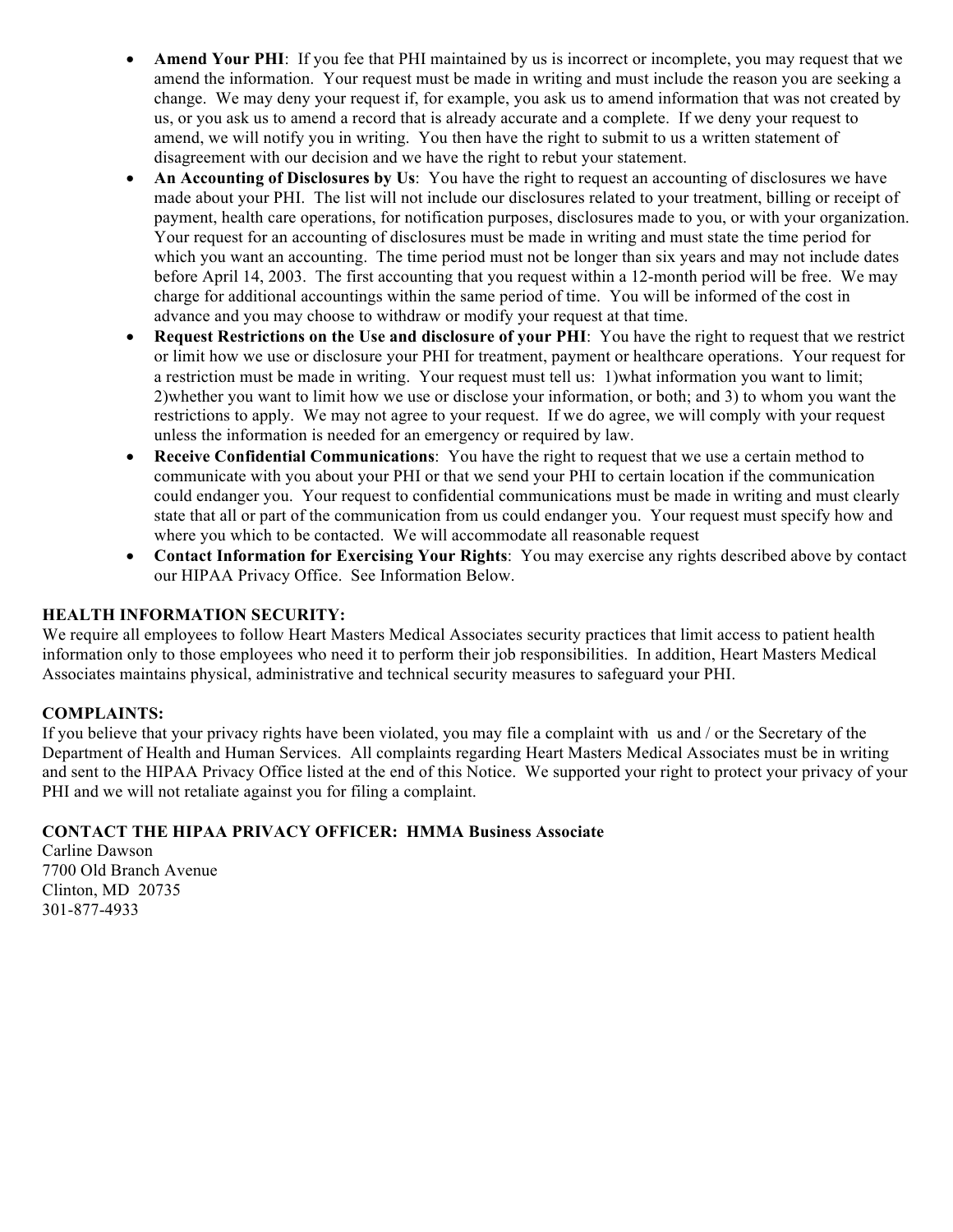- **Amend Your PHI**:  If you fee that PHI maintained by us is incorrect or incomplete, you may request that we amend the information.  Your request must be made in writing and must include the reason you are seeking a change.  We may deny your request if, for example, you ask us to amend information that was not created by us, or you ask us to amend a record that is already accurate and a complete.  If we deny your request to amend, we will notify you in writing.  You then have the right to submit to us a written statement of disagreement with our decision and we have the right to rebut your statement.
- **An Accounting of Disclosures by Us**:  You have the right to request an accounting of disclosures we have made about your PHI.  The list will not include our disclosures related to your treatment, billing or receipt of payment, health care operations, for notification purposes, disclosures made to you, or with your organization.  Your request for an accounting of disclosures must be made in writing and must state the time period for which you want an accounting.  The time period must not be longer than six years and may not include dates before April 14, 2003.  The first accounting that you request within a 12-month period will be free.  We may charge for additional accountings within the same period of time.  You will be informed of the cost in advance and you may choose to withdraw or modify your request at that time.
- **Request Restrictions on the Use and disclosure of your PHI**:  You have the right to request that we restrict or limit how we use or disclosure your PHI for treatment, payment or healthcare operations.  Your request for a restriction must be made in writing.  Your request must tell us:  1)what information you want to limit; 2)whether you want to limit how we use or disclose your information, or both; and 3) to whom you want the restrictions to apply.  We may not agree to your request.  If we do agree, we will comply with your request unless the information is needed for an emergency or required by law.
- **Receive Confidential Communications**:  You have the right to request that we use a certain method to communicate with you about your PHI or that we send your PHI to certain location if the communication could endanger you.  Your request to confidential communications must be made in writing and must clearly state that all or part of the communication from us could endanger you.  Your request must specify how and where you which to be contacted.  We will accommodate all reasonable request
- **Contact Information for Exercising Your Rights**:  You may exercise any rights described above by contact our HIPAA Privacy Office.  See Information Below.

**HEALTH INFORMATION SECURITY:**

We require all employees to follow Heart Masters Medical Associates security practices that limit access to patient health information only to those employees who need it to perform their job responsibilities.  In addition, Heart Masters Medical Associates maintains physical, administrative and technical security measures to safeguard your PHI.

**COMPLAINTS:**

If you believe that your privacy rights have been violated, you may file a complaint with  us and / or the Secretary of the Department of Health and Human Services.  All complaints regarding Heart Masters Medical Associates must be in writing and sent to the HIPAA Privacy Office listed at the end of this Notice.  We supported your right to protect your privacy of your PHI and we will not retaliate against you for filing a complaint.

**CONTACT THE HIPAA PRIVACY OFFICER:  HMMA Business Associate**

Carline Dawson
7700 Old Branch Avenue
Clinton, MD  20735
301-877-4933